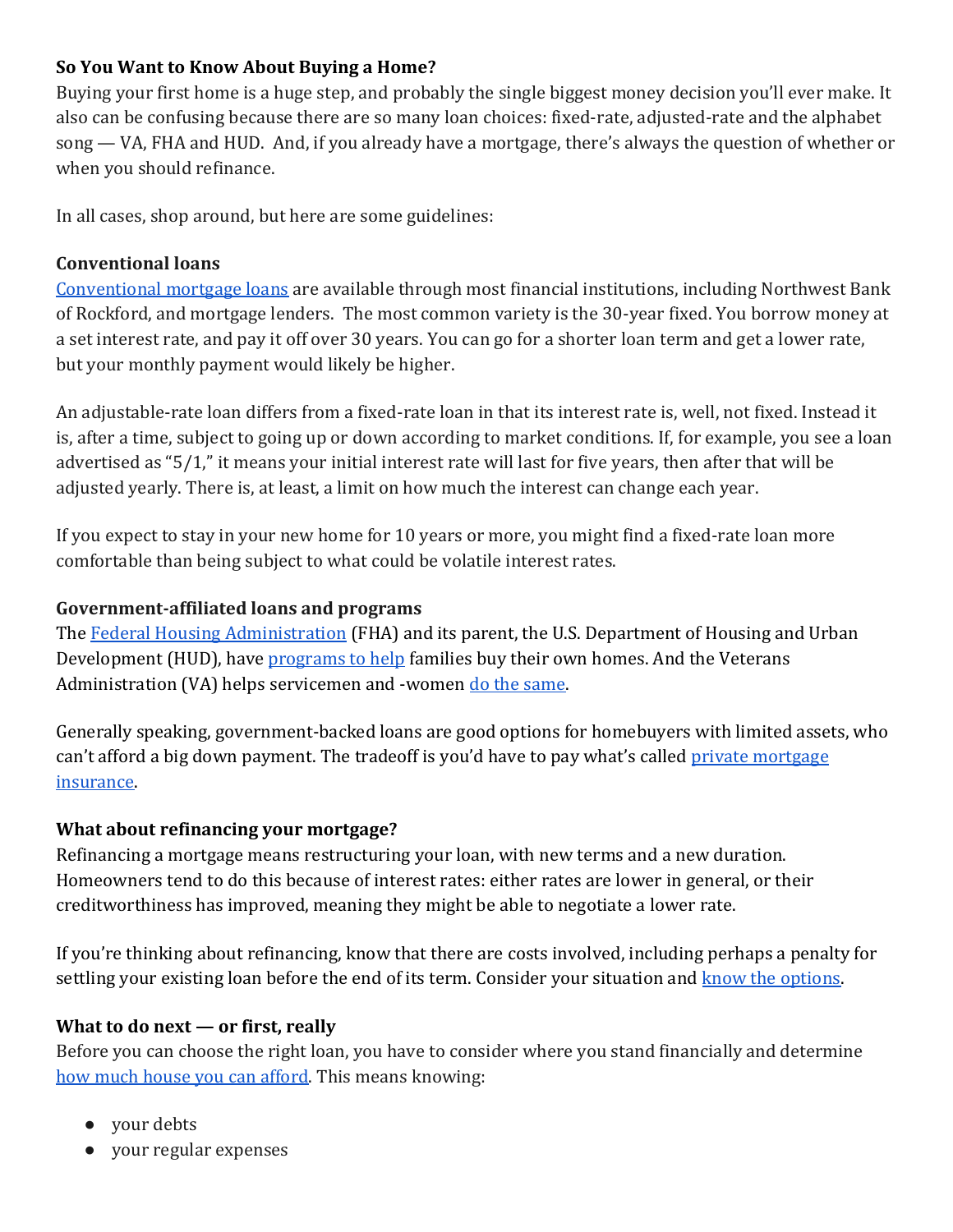**So You Want to Know About Buying a Home?**

Buying your first home is a huge step, and probably the single biggest money decision you'll ever make. It also can be confusing because there are so many loan choices: fixed-rate, adjusted-rate and the alphabet song — VA, FHA and HUD. And, if you already have a mortgage, there's always the question of whether or when you should refinance.

In all cases, shop around, but here are some guidelines:

**Conventional loans**

Conventional mortgage loans are available through most financial institutions, including Northwest Bank of Rockford, and mortgage lenders. The most common variety is the 30-year fixed. You borrow money at a set interest rate, and pay it off over 30 years. You can go for a shorter loan term and get a lower rate, but your monthly payment would likely be higher.

An adjustable-rate loan differs from a fixed-rate loan in that its interest rate is, well, not fixed. Instead it is, after a time, subject to going up or down according to market conditions. If, for example, you see a loan advertised as "5/1," it means your initial interest rate will last for five years, then after that will be adjusted yearly. There is, at least, a limit on how much the interest can change each year.

If you expect to stay in your new home for 10 years or more, you might find a fixed-rate loan more comfortable than being subject to what could be volatile interest rates.

**Government-affiliated loans and programs**

The Federal Housing Administration (FHA) and its parent, the U.S. Department of Housing and Urban Development (HUD), have programs to help families buy their own homes. And the Veterans Administration (VA) helps servicemen and -women do the same.

Generally speaking, government-backed loans are good options for homebuyers with limited assets, who can't afford a big down payment. The tradeoff is you'd have to pay what's called private mortgage insurance.

**What about refinancing your mortgage?**

Refinancing a mortgage means restructuring your loan, with new terms and a new duration. Homeowners tend to do this because of interest rates: either rates are lower in general, or their creditworthiness has improved, meaning they might be able to negotiate a lower rate.

If you're thinking about refinancing, know that there are costs involved, including perhaps a penalty for settling your existing loan before the end of its term. Consider your situation and know the options.

**What to do next — or first, really**

Before you can choose the right loan, you have to consider where you stand financially and determine how much house you can afford. This means knowing:

- your debts
- your regular expenses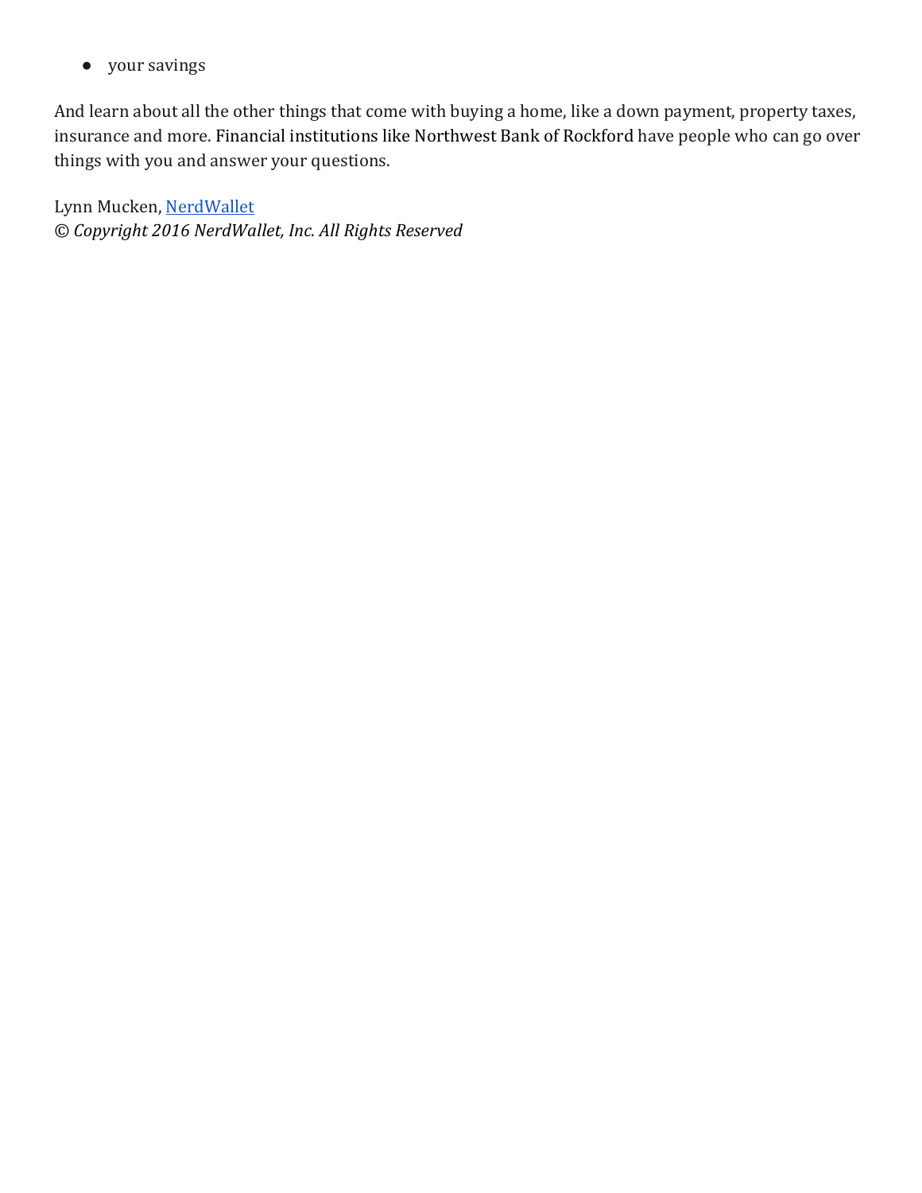- your savings

And learn about all the other things that come with buying a home, like a down payment, property taxes, insurance and more. Financial institutions like Northwest Bank of Rockford have people who can go over things with you and answer your questions.

Lynn Mucken, [NerdWallet]()
*© Copyright 2016 NerdWallet, Inc. All Rights Reserved*